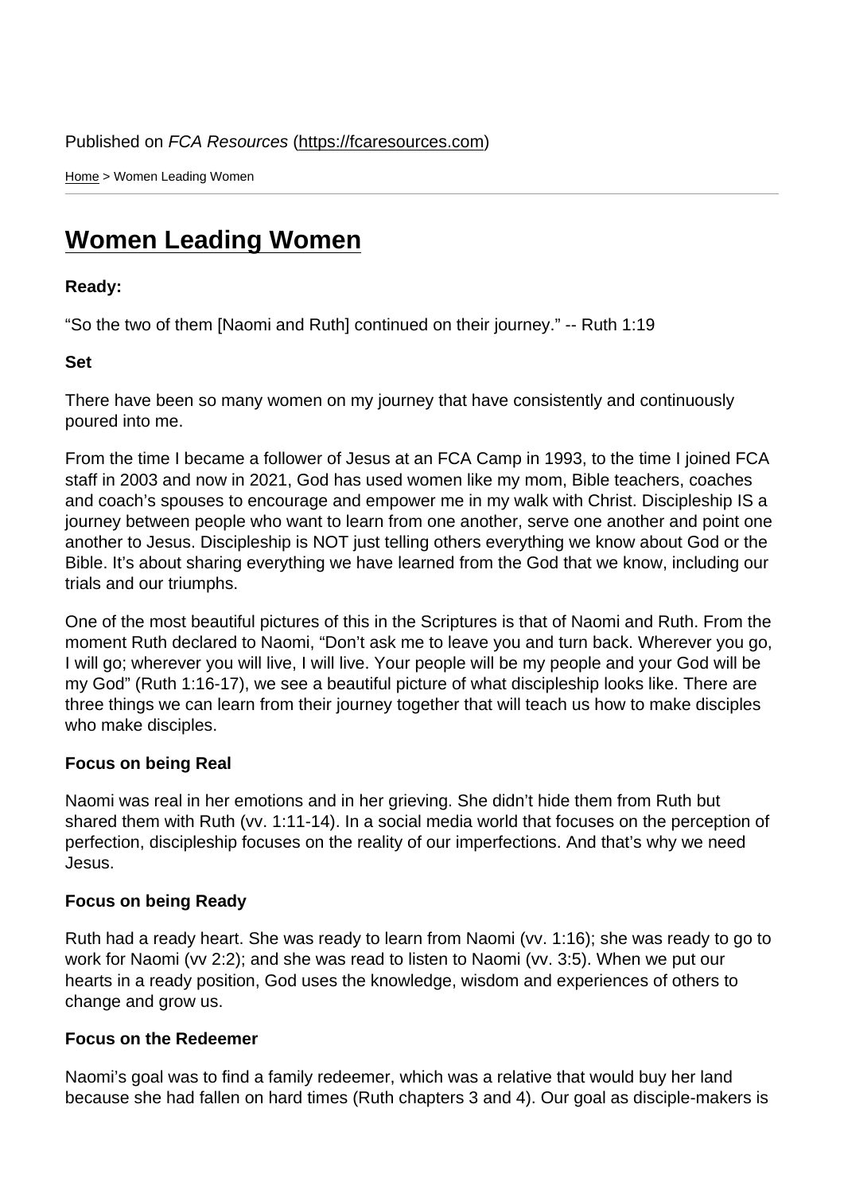Published on *FCA Resources* (https://fcaresources.com)

Home > Women Leading Women

# Women Leading Women

**Ready:**

"So the two of them [Naomi and Ruth] continued on their journey." -- Ruth 1:19

**Set**

There have been so many women on my journey that have consistently and continuously poured into me.

From the time I became a follower of Jesus at an FCA Camp in 1993, to the time I joined FCA staff in 2003 and now in 2021, God has used women like my mom, Bible teachers, coaches and coach's spouses to encourage and empower me in my walk with Christ. Discipleship IS a journey between people who want to learn from one another, serve one another and point one another to Jesus. Discipleship is NOT just telling others everything we know about God or the Bible. It's about sharing everything we have learned from the God that we know, including our trials and our triumphs.

One of the most beautiful pictures of this in the Scriptures is that of Naomi and Ruth. From the moment Ruth declared to Naomi, "Don't ask me to leave you and turn back. Wherever you go, I will go; wherever you will live, I will live. Your people will be my people and your God will be my God" (Ruth 1:16-17), we see a beautiful picture of what discipleship looks like. There are three things we can learn from their journey together that will teach us how to make disciples who make disciples.

**Focus on being Real**

Naomi was real in her emotions and in her grieving. She didn't hide them from Ruth but shared them with Ruth (vv. 1:11-14). In a social media world that focuses on the perception of perfection, discipleship focuses on the reality of our imperfections. And that's why we need Jesus.

**Focus on being Ready**

Ruth had a ready heart. She was ready to learn from Naomi (vv. 1:16); she was ready to go to work for Naomi (vv 2:2); and she was read to listen to Naomi (vv. 3:5). When we put our hearts in a ready position, God uses the knowledge, wisdom and experiences of others to change and grow us.

**Focus on the Redeemer**

Naomi's goal was to find a family redeemer, which was a relative that would buy her land because she had fallen on hard times (Ruth chapters 3 and 4). Our goal as disciple-makers is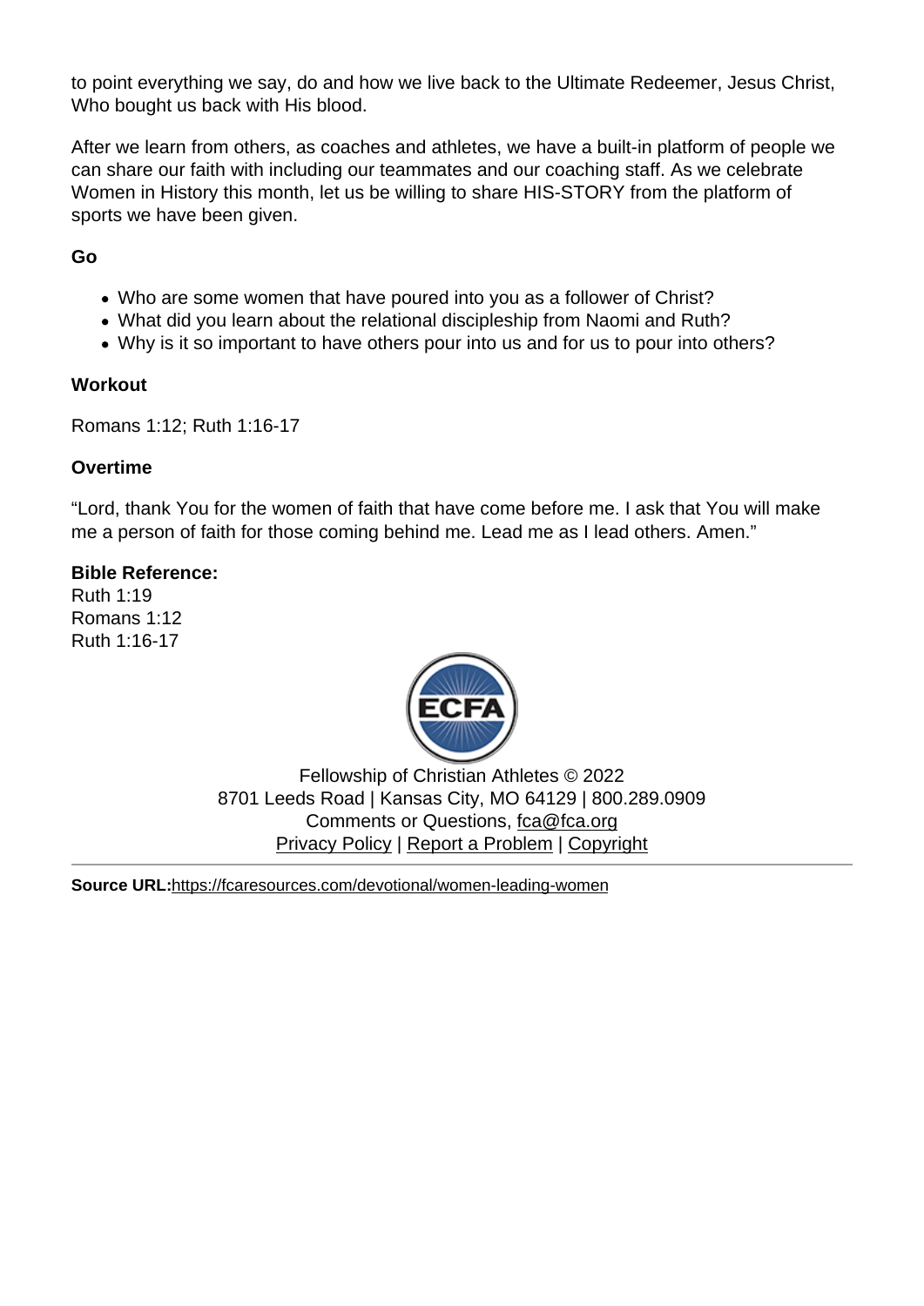to point everything we say, do and how we live back to the Ultimate Redeemer, Jesus Christ, Who bought us back with His blood.

After we learn from others, as coaches and athletes, we have a built-in platform of people we can share our faith with including our teammates and our coaching staff. As we celebrate Women in History this month, let us be willing to share HIS-STORY from the platform of sports we have been given.

**Go**

- Who are some women that have poured into you as a follower of Christ?
- What did you learn about the relational discipleship from Naomi and Ruth?
- Why is it so important to have others pour into us and for us to pour into others?

**Workout**

Romans 1:12; Ruth 1:16-17

**Overtime**

“Lord, thank You for the women of faith that have come before me. I ask that You will make me a person of faith for those coming behind me. Lead me as I lead others. Amen.”

**Bible Reference:**
Ruth 1:19
Romans 1:12
Ruth 1:16-17

ECFA

Fellowship of Christian Athletes © 2022
8701 Leeds Road | Kansas City, MO 64129 | 800.289.0909
Comments or Questions, fca@fca.org
Privacy Policy | Report a Problem | Copyright

**Source URL:** https://fcaresources.com/devotional/women-leading-women